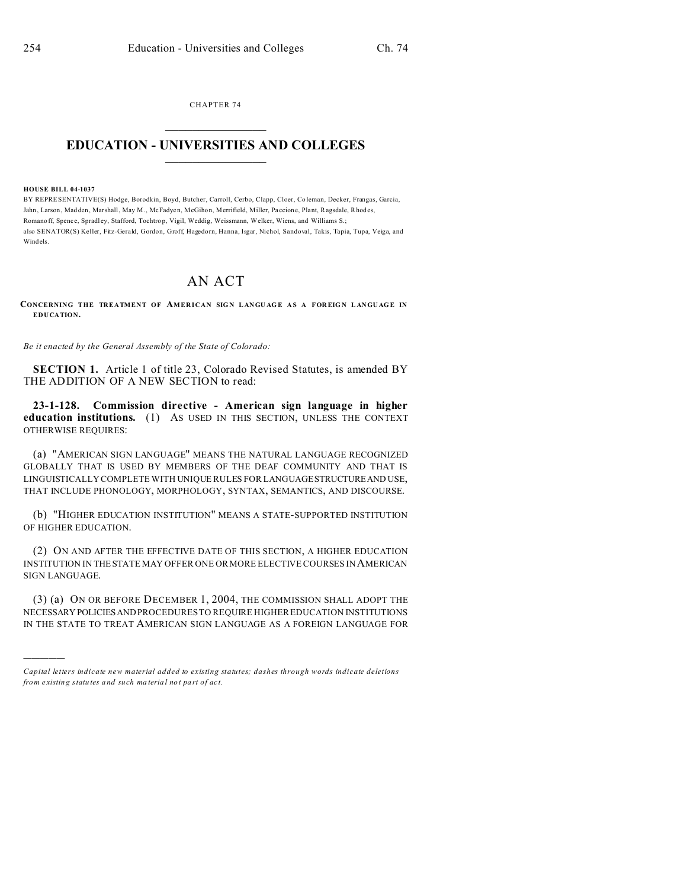CHAPTER 74

# EDUCATION - UNIVERSITIES AND COLLEGES

**HOUSE BILL 04-1037**

BY REPRESENTATIVE(S) Hodge, Borodkin, Boyd, Butcher, Carroll, Cerbo, Clapp, Cloer, Coleman, Decker, Frangas, Garcia, Jahn, Larson, Madden, Marshall, May M., McFadyen, McGihon, Merrifield, Miller, Paccione, Plant, Ragsdale, Rhodes, Romanoff, Spence, Spradley, Stafford, Tochtrop, Vigil, Weddig, Weissmann, Welker, Wiens, and Williams S.;
also SENATOR(S) Keller, Fitz-Gerald, Gordon, Groff, Hagedorn, Hanna, Isgar, Nichol, Sandoval, Takis, Tapia, Tupa, Veiga, and Windels.

# AN ACT

**CONCERNING THE TREATMENT OF AMERICAN SIGN LANGUAGE AS A FOREIGN LANGUAGE IN EDUCATION.**

*Be it enacted by the General Assembly of the State of Colorado:*

**SECTION 1.** Article 1 of title 23, Colorado Revised Statutes, is amended BY THE ADDITION OF A NEW SECTION to read:

**23-1-128. Commission directive - American sign language in higher education institutions.** (1) AS USED IN THIS SECTION, UNLESS THE CONTEXT OTHERWISE REQUIRES:

(a) "AMERICAN SIGN LANGUAGE" MEANS THE NATURAL LANGUAGE RECOGNIZED GLOBALLY THAT IS USED BY MEMBERS OF THE DEAF COMMUNITY AND THAT IS LINGUISTICALLY COMPLETE WITH UNIQUE RULES FOR LANGUAGE STRUCTURE AND USE, THAT INCLUDE PHONOLOGY, MORPHOLOGY, SYNTAX, SEMANTICS, AND DISCOURSE.

(b) "HIGHER EDUCATION INSTITUTION" MEANS A STATE-SUPPORTED INSTITUTION OF HIGHER EDUCATION.

(2) ON AND AFTER THE EFFECTIVE DATE OF THIS SECTION, A HIGHER EDUCATION INSTITUTION IN THE STATE MAY OFFER ONE OR MORE ELECTIVE COURSES IN AMERICAN SIGN LANGUAGE.

(3) (a) ON OR BEFORE DECEMBER 1, 2004, THE COMMISSION SHALL ADOPT THE NECESSARY POLICIES AND PROCEDURES TO REQUIRE HIGHER EDUCATION INSTITUTIONS IN THE STATE TO TREAT AMERICAN SIGN LANGUAGE AS A FOREIGN LANGUAGE FOR

---

*Capital letters indicate new material added to existing statutes; dashes through words indicate deletions from existing statutes and such material not part of act.*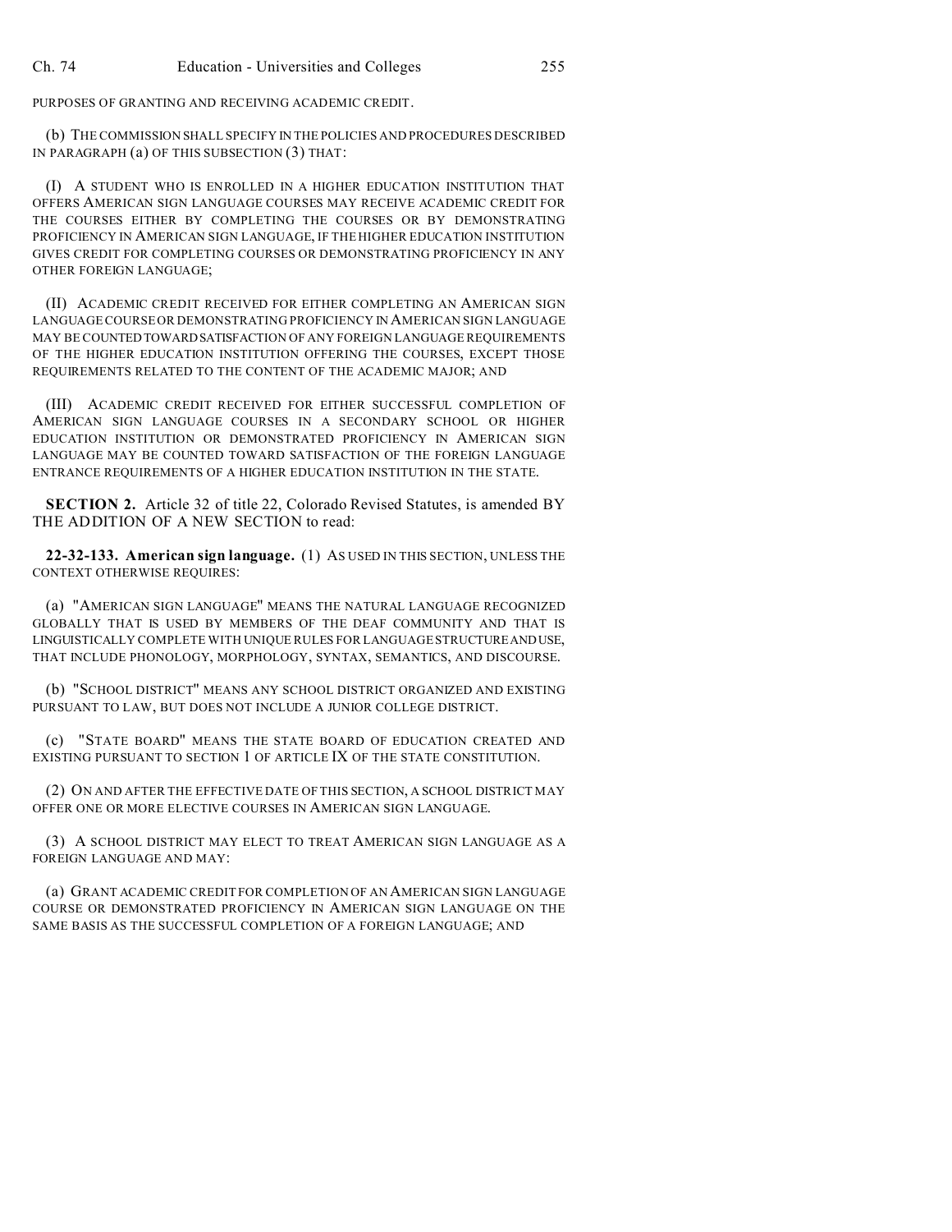PURPOSES OF GRANTING AND RECEIVING ACADEMIC CREDIT.

(b) THE COMMISSION SHALL SPECIFY IN THE POLICIES AND PROCEDURES DESCRIBED IN PARAGRAPH (a) OF THIS SUBSECTION (3) THAT:

(I) A STUDENT WHO IS ENROLLED IN A HIGHER EDUCATION INSTITUTION THAT OFFERS AMERICAN SIGN LANGUAGE COURSES MAY RECEIVE ACADEMIC CREDIT FOR THE COURSES EITHER BY COMPLETING THE COURSES OR BY DEMONSTRATING PROFICIENCY IN AMERICAN SIGN LANGUAGE, IF THE HIGHER EDUCATION INSTITUTION GIVES CREDIT FOR COMPLETING COURSES OR DEMONSTRATING PROFICIENCY IN ANY OTHER FOREIGN LANGUAGE;

(II) ACADEMIC CREDIT RECEIVED FOR EITHER COMPLETING AN AMERICAN SIGN LANGUAGE COURSE OR DEMONSTRATING PROFICIENCY IN AMERICAN SIGN LANGUAGE MAY BE COUNTED TOWARD SATISFACTION OF ANY FOREIGN LANGUAGE REQUIREMENTS OF THE HIGHER EDUCATION INSTITUTION OFFERING THE COURSES, EXCEPT THOSE REQUIREMENTS RELATED TO THE CONTENT OF THE ACADEMIC MAJOR; AND

(III) ACADEMIC CREDIT RECEIVED FOR EITHER SUCCESSFUL COMPLETION OF AMERICAN SIGN LANGUAGE COURSES IN A SECONDARY SCHOOL OR HIGHER EDUCATION INSTITUTION OR DEMONSTRATED PROFICIENCY IN AMERICAN SIGN LANGUAGE MAY BE COUNTED TOWARD SATISFACTION OF THE FOREIGN LANGUAGE ENTRANCE REQUIREMENTS OF A HIGHER EDUCATION INSTITUTION IN THE STATE.

**SECTION 2.** Article 32 of title 22, Colorado Revised Statutes, is amended BY THE ADDITION OF A NEW SECTION to read:

**22-32-133. American sign language.** (1) AS USED IN THIS SECTION, UNLESS THE CONTEXT OTHERWISE REQUIRES:

(a) "AMERICAN SIGN LANGUAGE" MEANS THE NATURAL LANGUAGE RECOGNIZED GLOBALLY THAT IS USED BY MEMBERS OF THE DEAF COMMUNITY AND THAT IS LINGUISTICALLY COMPLETE WITH UNIQUE RULES FOR LANGUAGE STRUCTURE AND USE, THAT INCLUDE PHONOLOGY, MORPHOLOGY, SYNTAX, SEMANTICS, AND DISCOURSE.

(b) "SCHOOL DISTRICT" MEANS ANY SCHOOL DISTRICT ORGANIZED AND EXISTING PURSUANT TO LAW, BUT DOES NOT INCLUDE A JUNIOR COLLEGE DISTRICT.

(c) "STATE BOARD" MEANS THE STATE BOARD OF EDUCATION CREATED AND EXISTING PURSUANT TO SECTION 1 OF ARTICLE IX OF THE STATE CONSTITUTION.

(2) ON AND AFTER THE EFFECTIVE DATE OF THIS SECTION, A SCHOOL DISTRICT MAY OFFER ONE OR MORE ELECTIVE COURSES IN AMERICAN SIGN LANGUAGE.

(3) A SCHOOL DISTRICT MAY ELECT TO TREAT AMERICAN SIGN LANGUAGE AS A FOREIGN LANGUAGE AND MAY:

(a) GRANT ACADEMIC CREDIT FOR COMPLETION OF AN AMERICAN SIGN LANGUAGE COURSE OR DEMONSTRATED PROFICIENCY IN AMERICAN SIGN LANGUAGE ON THE SAME BASIS AS THE SUCCESSFUL COMPLETION OF A FOREIGN LANGUAGE; AND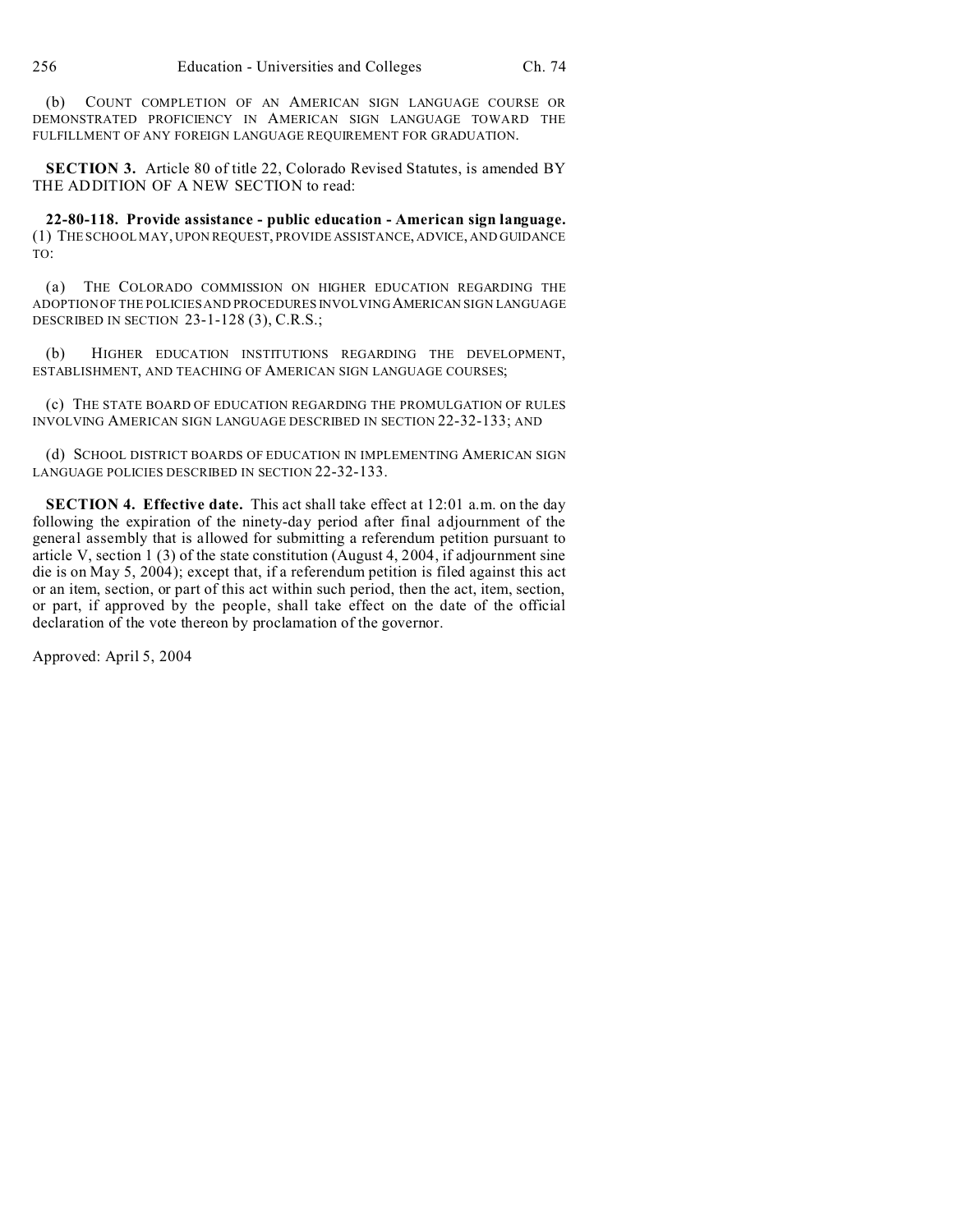(b) COUNT COMPLETION OF AN AMERICAN SIGN LANGUAGE COURSE OR DEMONSTRATED PROFICIENCY IN AMERICAN SIGN LANGUAGE TOWARD THE FULFILLMENT OF ANY FOREIGN LANGUAGE REQUIREMENT FOR GRADUATION.

**SECTION 3.** Article 80 of title 22, Colorado Revised Statutes, is amended BY THE ADDITION OF A NEW SECTION to read:

**22-80-118. Provide assistance - public education - American sign language.** (1) THE SCHOOL MAY, UPON REQUEST, PROVIDE ASSISTANCE, ADVICE, AND GUIDANCE TO:

(a) THE COLORADO COMMISSION ON HIGHER EDUCATION REGARDING THE ADOPTION OF THE POLICIES AND PROCEDURES INVOLVING AMERICAN SIGN LANGUAGE DESCRIBED IN SECTION 23-1-128 (3), C.R.S.;

(b) HIGHER EDUCATION INSTITUTIONS REGARDING THE DEVELOPMENT, ESTABLISHMENT, AND TEACHING OF AMERICAN SIGN LANGUAGE COURSES;

(c) THE STATE BOARD OF EDUCATION REGARDING THE PROMULGATION OF RULES INVOLVING AMERICAN SIGN LANGUAGE DESCRIBED IN SECTION 22-32-133; AND

(d) SCHOOL DISTRICT BOARDS OF EDUCATION IN IMPLEMENTING AMERICAN SIGN LANGUAGE POLICIES DESCRIBED IN SECTION 22-32-133.

**SECTION 4. Effective date.** This act shall take effect at 12:01 a.m. on the day following the expiration of the ninety-day period after final adjournment of the general assembly that is allowed for submitting a referendum petition pursuant to article V, section 1 (3) of the state constitution (August 4, 2004, if adjournment sine die is on May 5, 2004); except that, if a referendum petition is filed against this act or an item, section, or part of this act within such period, then the act, item, section, or part, if approved by the people, shall take effect on the date of the official declaration of the vote thereon by proclamation of the governor.

Approved: April 5, 2004